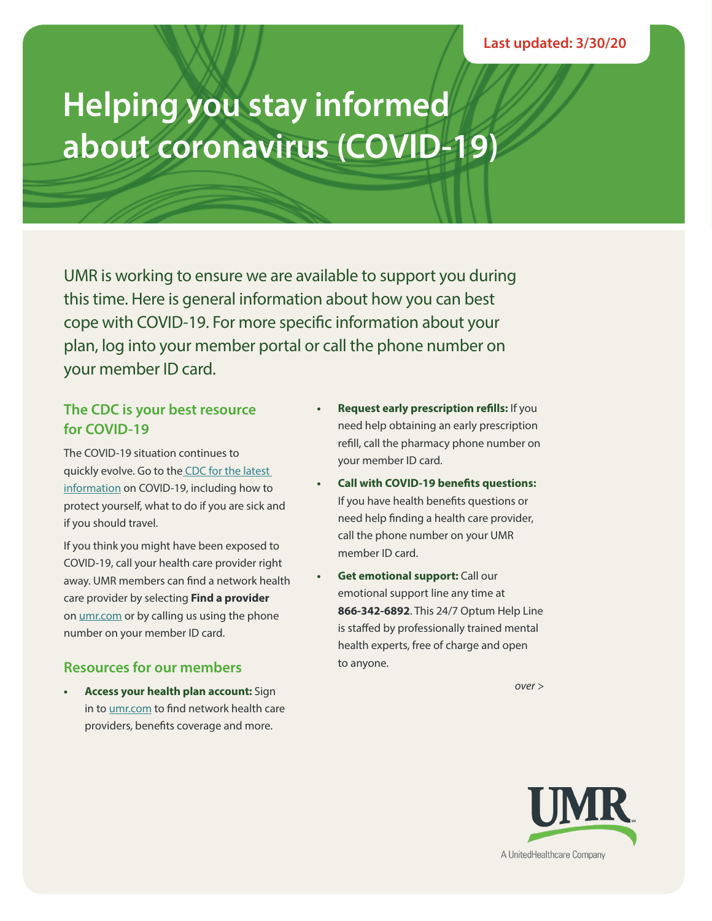Last updated: 3/30/20

# Helping you stay informed about coronavirus (COVID-19)

UMR is working to ensure we are available to support you during this time. Here is general information about how you can best cope with COVID-19. For more specific information about your plan, log into your member portal or call the phone number on your member ID card.

## The CDC is your best resource for COVID-19

The COVID-19 situation continues to quickly evolve. Go to the CDC for the latest information on COVID-19, including how to protect yourself, what to do if you are sick and if you should travel.

If you think you might have been exposed to COVID-19, call your health care provider right away. UMR members can find a network health care provider by selecting **Find a provider** on umr.com or by calling us using the phone number on your member ID card.

## Resources for our members

- **Access your health plan account:** Sign in to umr.com to find network health care providers, benefits coverage and more.
- **Request early prescription refills:** If you need help obtaining an early prescription refill, call the pharmacy phone number on your member ID card.
- **Call with COVID-19 benefits questions:** If you have health benefits questions or need help finding a health care provider, call the phone number on your UMR member ID card.
- **Get emotional support:** Call our emotional support line any time at **866-342-6892**. This 24/7 Optum Help Line is staffed by professionally trained mental health experts, free of charge and open to anyone.

*over >*

UMR
A UnitedHealthcare Company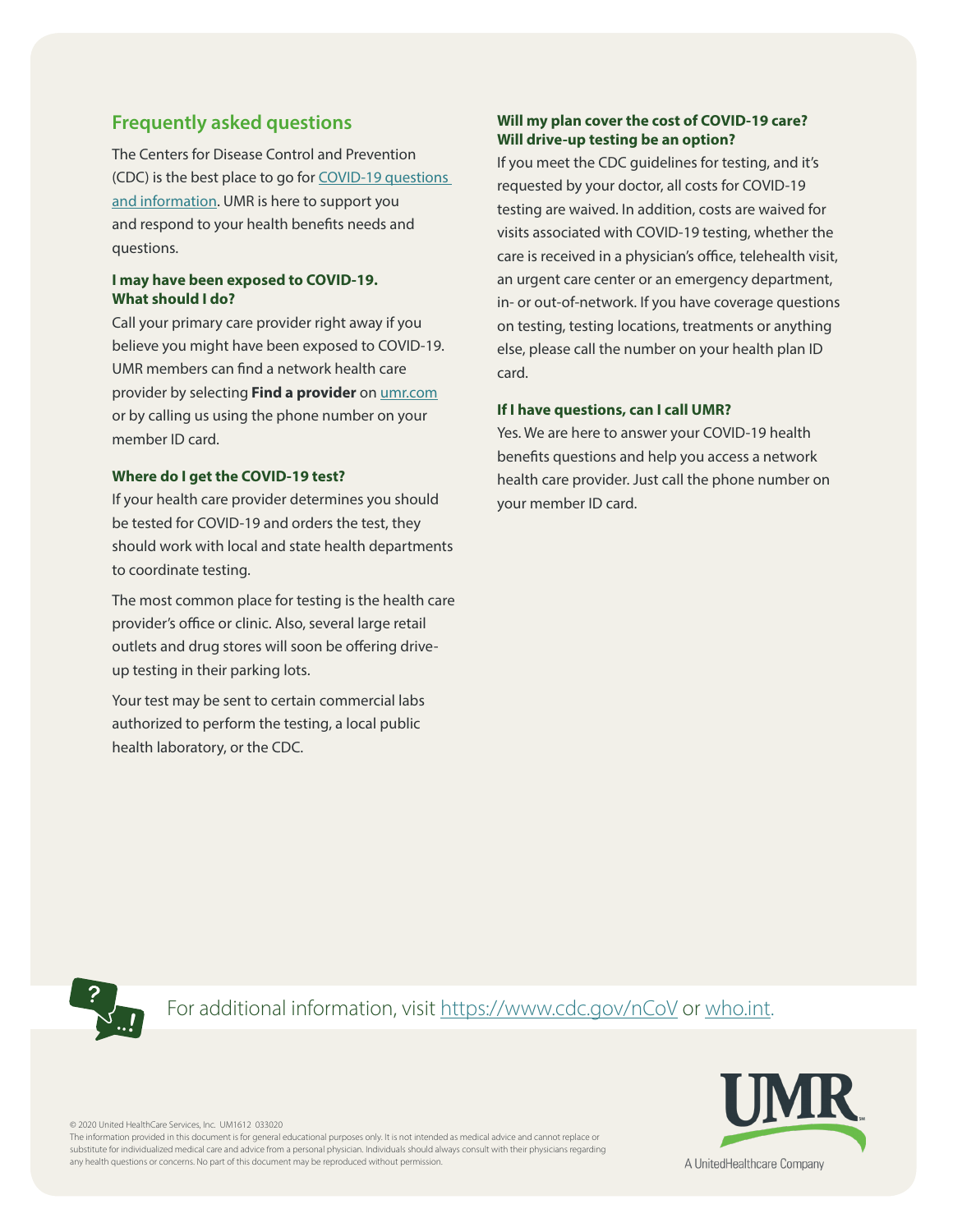## Frequently asked questions

The Centers for Disease Control and Prevention (CDC) is the best place to go for COVID-19 questions and information. UMR is here to support you and respond to your health benefits needs and questions.

### I may have been exposed to COVID-19. What should I do?

Call your primary care provider right away if you believe you might have been exposed to COVID-19. UMR members can find a network health care provider by selecting **Find a provider** on umr.com or by calling us using the phone number on your member ID card.

### Where do I get the COVID-19 test?

If your health care provider determines you should be tested for COVID-19 and orders the test, they should work with local and state health departments to coordinate testing.

The most common place for testing is the health care provider's office or clinic. Also, several large retail outlets and drug stores will soon be offering drive-up testing in their parking lots.

Your test may be sent to certain commercial labs authorized to perform the testing, a local public health laboratory, or the CDC.

### Will my plan cover the cost of COVID-19 care? Will drive-up testing be an option?

If you meet the CDC guidelines for testing, and it's requested by your doctor, all costs for COVID-19 testing are waived. In addition, costs are waived for visits associated with COVID-19 testing, whether the care is received in a physician's office, telehealth visit, an urgent care center or an emergency department, in- or out-of-network. If you have coverage questions on testing, testing locations, treatments or anything else, please call the number on your health plan ID card.

### If I have questions, can I call UMR?

Yes. We are here to answer your COVID-19 health benefits questions and help you access a network health care provider. Just call the phone number on your member ID card.

For additional information, visit https://www.cdc.gov/nCoV or who.int.

© 2020 United HealthCare Services, Inc. UM1612 033020
The information provided in this document is for general educational purposes only. It is not intended as medical advice and cannot replace or substitute for individualized medical care and advice from a personal physician. Individuals should always consult with their physicians regarding any health questions or concerns. No part of this document may be reproduced without permission.

UMR
A UnitedHealthcare Company